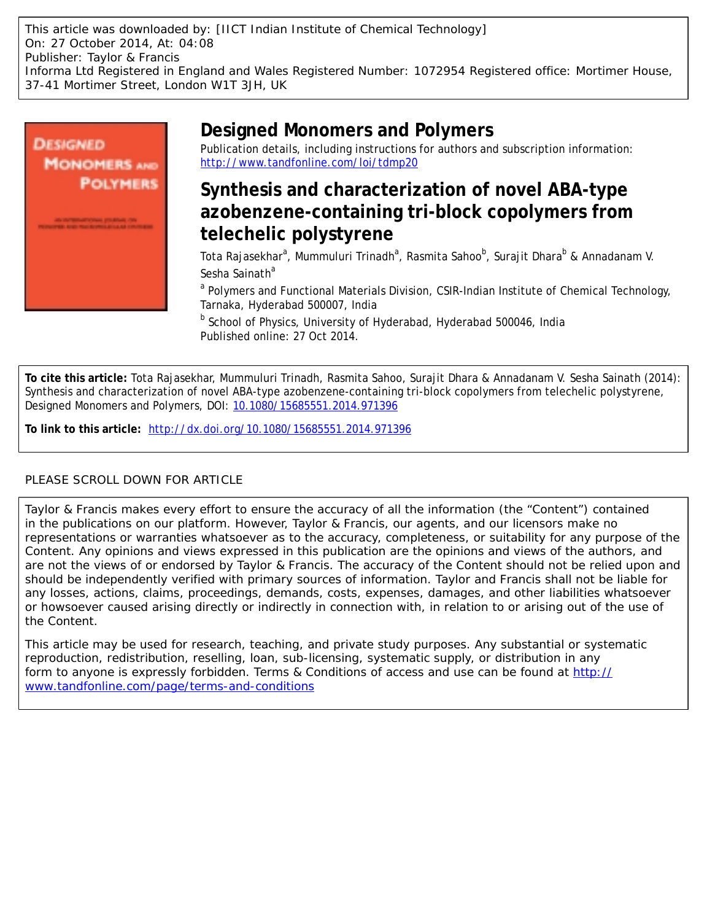This article was downloaded by: [IICT Indian Institute of Chemical Technology]
On: 27 October 2014, At: 04:08
Publisher: Taylor & Francis
Informa Ltd Registered in England and Wales Registered Number: 1072954 Registered office: Mortimer House, 37-41 Mortimer Street, London W1T 3JH, UK

# Designed Monomers and Polymers

Publication details, including instructions for authors and subscription information:
http://www.tandfonline.com/loi/tdmp20

## Synthesis and characterization of novel ABA-type azobenzene-containing tri-block copolymers from telechelic polystyrene

Tota Rajasekhar[a], Mummuluri Trinadh[a], Rasmita Sahoo[b], Surajit Dhara[b] & Annadanam V. Sesha Sainath[a]

[a] Polymers and Functional Materials Division, CSIR-Indian Institute of Chemical Technology, Tarnaka, Hyderabad 500007, India

[b] School of Physics, University of Hyderabad, Hyderabad 500046, India

Published online: 27 Oct 2014.

**To cite this article:** Tota Rajasekhar, Mummuluri Trinadh, Rasmita Sahoo, Surajit Dhara & Annadanam V. Sesha Sainath (2014): Synthesis and characterization of novel ABA-type azobenzene-containing tri-block copolymers from telechelic polystyrene, Designed Monomers and Polymers, DOI: 10.1080/15685551.2014.971396

**To link to this article:** http://dx.doi.org/10.1080/15685551.2014.971396

PLEASE SCROLL DOWN FOR ARTICLE

Taylor & Francis makes every effort to ensure the accuracy of all the information (the "Content") contained in the publications on our platform. However, Taylor & Francis, our agents, and our licensors make no representations or warranties whatsoever as to the accuracy, completeness, or suitability for any purpose of the Content. Any opinions and views expressed in this publication are the opinions and views of the authors, and are not the views of or endorsed by Taylor & Francis. The accuracy of the Content should not be relied upon and should be independently verified with primary sources of information. Taylor and Francis shall not be liable for any losses, actions, claims, proceedings, demands, costs, expenses, damages, and other liabilities whatsoever or howsoever caused arising directly or indirectly in connection with, in relation to or arising out of the use of the Content.

This article may be used for research, teaching, and private study purposes. Any substantial or systematic reproduction, redistribution, reselling, loan, sub-licensing, systematic supply, or distribution in any form to anyone is expressly forbidden. Terms & Conditions of access and use can be found at http://www.tandfonline.com/page/terms-and-conditions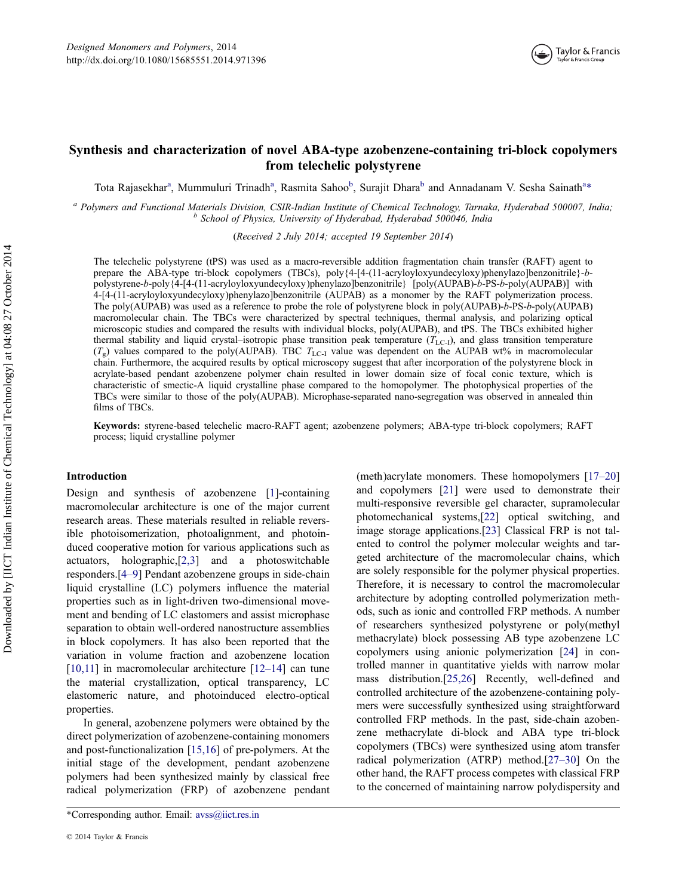# Synthesis and characterization of novel ABA-type azobenzene-containing tri-block copolymers from telechelic polystyrene

Tota Rajasekhar[a], Mummuluri Trinadh[a], Rasmita Sahoo[b], Surajit Dhara[b] and Annadanam V. Sesha Sainath[a]*

[a] *Polymers and Functional Materials Division, CSIR-Indian Institute of Chemical Technology, Tarnaka, Hyderabad 500007, India;* [b] *School of Physics, University of Hyderabad, Hyderabad 500046, India*

(*Received 2 July 2014; accepted 19 September 2014*)

The telechelic polystyrene (tPS) was used as a macro-reversible addition fragmentation chain transfer (RAFT) agent to prepare the ABA-type tri-block copolymers (TBCs), poly{4-[4-(11-acryloyloxyundecyloxy)phenylazo]benzonitrile}-*b*-polystyrene-*b*-poly{4-[4-(11-acryloyloxyundecyloxy)phenylazo]benzonitrile} [poly(AUPAB)-*b*-PS-*b*-poly(AUPAB)] with 4-[4-(11-acryloyloxyundecyloxy)phenylazo]benzonitrile (AUPAB) as a monomer by the RAFT polymerization process. The poly(AUPAB) was used as a reference to probe the role of polystyrene block in poly(AUPAB)-*b*-PS-*b*-poly(AUPAB) macromolecular chain. The TBCs were characterized by spectral techniques, thermal analysis, and polarizing optical microscopic studies and compared the results with individual blocks, poly(AUPAB), and tPS. The TBCs exhibited higher thermal stability and liquid crystal–isotropic phase transition peak temperature ($T_{LC\text{-}I}$), and glass transition temperature ($T_g$) values compared to the poly(AUPAB). TBC $T_{LC\text{-}I}$ value was dependent on the AUPAB wt% in macromolecular chain. Furthermore, the acquired results by optical microscopy suggest that after incorporation of the polystyrene block in acrylate-based pendant azobenzene polymer chain resulted in lower domain size of focal conic texture, which is characteristic of smectic-A liquid crystalline phase compared to the homopolymer. The photophysical properties of the TBCs were similar to those of the poly(AUPAB). Microphase-separated nano-segregation was observed in annealed thin films of TBCs.

**Keywords:** styrene-based telechelic macro-RAFT agent; azobenzene polymers; ABA-type tri-block copolymers; RAFT process; liquid crystalline polymer

## Introduction

Design and synthesis of azobenzene [1]-containing macromolecular architecture is one of the major current research areas. These materials resulted in reliable reversible photoisomerization, photoalignment, and photoinduced cooperative motion for various applications such as actuators, holographic,[2,3] and a photoswitchable responders.[4–9] Pendant azobenzene groups in side-chain liquid crystalline (LC) polymers influence the material properties such as in light-driven two-dimensional movement and bending of LC elastomers and assist microphase separation to obtain well-ordered nanostructure assemblies in block copolymers. It has also been reported that the variation in volume fraction and azobenzene location [10,11] in macromolecular architecture [12–14] can tune the material crystallization, optical transparency, LC elastomeric nature, and photoinduced electro-optical properties.

In general, azobenzene polymers were obtained by the direct polymerization of azobenzene-containing monomers and post-functionalization [15,16] of pre-polymers. At the initial stage of the development, pendant azobenzene polymers had been synthesized mainly by classical free radical polymerization (FRP) of azobenzene pendant (meth)acrylate monomers. These homopolymers [17–20] and copolymers [21] were used to demonstrate their multi-responsive reversible gel character, supramolecular photomechanical systems,[22] optical switching, and image storage applications.[23] Classical FRP is not talented to control the polymer molecular weights and targeted architecture of the macromolecular chains, which are solely responsible for the polymer physical properties. Therefore, it is necessary to control the macromolecular architecture by adopting controlled polymerization methods, such as ionic and controlled FRP methods. A number of researchers synthesized polystyrene or poly(methyl methacrylate) block possessing AB type azobenzene LC copolymers using anionic polymerization [24] in controlled manner in quantitative yields with narrow molar mass distribution.[25,26] Recently, well-defined and controlled architecture of the azobenzene-containing polymers were successfully synthesized using straightforward controlled FRP methods. In the past, side-chain azobenzene methacrylate di-block and ABA type tri-block copolymers (TBCs) were synthesized using atom transfer radical polymerization (ATRP) method.[27–30] On the other hand, the RAFT process competes with classical FRP to the concerned of maintaining narrow polydispersity and

*Corresponding author. Email: avss@iict.res.in

© 2014 Taylor & Francis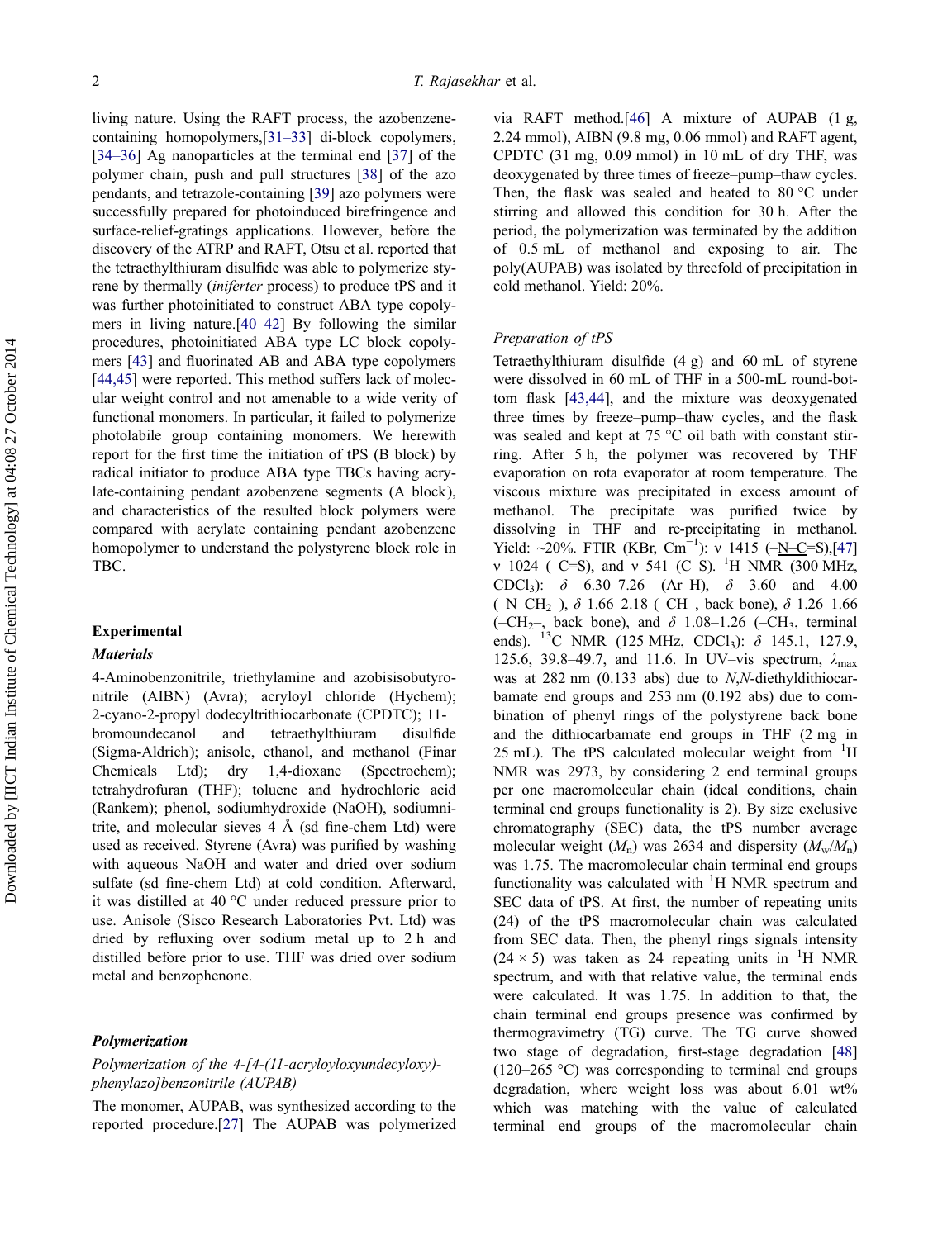living nature. Using the RAFT process, the azobenzene-containing homopolymers,[31–33] di-block copolymers,[34–36] Ag nanoparticles at the terminal end [37] of the polymer chain, push and pull structures [38] of the azo pendants, and tetrazole-containing [39] azo polymers were successfully prepared for photoinduced birefringence and surface-relief-gratings applications. However, before the discovery of the ATRP and RAFT, Otsu et al. reported that the tetraethylthiuram disulfide was able to polymerize styrene by thermally (*iniferter* process) to produce tPS and it was further photoinitiated to construct ABA type copolymers in living nature.[40–42] By following the similar procedures, photoinitiated ABA type LC block copolymers [43] and fluorinated AB and ABA type copolymers [44,45] were reported. This method suffers lack of molecular weight control and not amenable to a wide verity of functional monomers. In particular, it failed to polymerize photolabile group containing monomers. We herewith report for the first time the initiation of tPS (B block) by radical initiator to produce ABA type TBCs having acrylate-containing pendant azobenzene segments (A block), and characteristics of the resulted block polymers were compared with acrylate containing pendant azobenzene homopolymer to understand the polystyrene block role in TBC.

## Experimental

### *Materials*

4-Aminobenzonitrile, triethylamine and azobisisobutyronitrile (AIBN) (Avra); acryloyl chloride (Hychem); 2-cyano-2-propyl dodecyltrithiocarbonate (CPDTC); 11-bromoundecanol and tetraethylthiuram disulfide (Sigma-Aldrich); anisole, ethanol, and methanol (Finar Chemicals Ltd); dry 1,4-dioxane (Spectrochem); tetrahydrofuran (THF); toluene and hydrochloric acid (Rankem); phenol, sodiumhydroxide (NaOH), sodiumnitrite, and molecular sieves 4 Å (sd fine-chem Ltd) were used as received. Styrene (Avra) was purified by washing with aqueous NaOH and water and dried over sodium sulfate (sd fine-chem Ltd) at cold condition. Afterward, it was distilled at 40 °C under reduced pressure prior to use. Anisole (Sisco Research Laboratories Pvt. Ltd) was dried by refluxing over sodium metal up to 2 h and distilled before prior to use. THF was dried over sodium metal and benzophenone.

### *Polymerization*

*Polymerization of the 4-[4-(11-acryloyloxyundecyloxy)-phenylazo]benzonitrile (AUPAB)*

The monomer, AUPAB, was synthesized according to the reported procedure.[27] The AUPAB was polymerized via RAFT method.[46] A mixture of AUPAB (1 g, 2.24 mmol), AIBN (9.8 mg, 0.06 mmol) and RAFT agent, CPDTC (31 mg, 0.09 mmol) in 10 mL of dry THF, was deoxygenated by three times of freeze–pump–thaw cycles. Then, the flask was sealed and heated to 80 °C under stirring and allowed this condition for 30 h. After the period, the polymerization was terminated by the addition of 0.5 mL of methanol and exposing to air. The poly(AUPAB) was isolated by threefold of precipitation in cold methanol. Yield: 20%.

*Preparation of tPS*

Tetraethylthiuram disulfide (4 g) and 60 mL of styrene were dissolved in 60 mL of THF in a 500-mL round-bottom flask [43,44], and the mixture was deoxygenated three times by freeze–pump–thaw cycles, and the flask was sealed and kept at 75 °C oil bath with constant stirring. After 5 h, the polymer was recovered by THF evaporation on rota evaporator at room temperature. The viscous mixture was precipitated in excess amount of methanol. The precipitate was purified twice by dissolving in THF and re-precipitating in methanol. Yield: ~20%. FTIR (KBr, $Cm^{-1}$): ν 1415 (–N–C=S),[47] ν 1024 (–C=S), and ν 541 (C–S). $^{1}H$ NMR (300 MHz, $CDCl_3$): δ 6.30–7.26 (Ar–H), δ 3.60 and 4.00 (–N–$CH_2$–), δ 1.66–2.18 (–CH–, back bone), δ 1.26–1.66 (–$CH_2$–, back bone), and δ 1.08–1.26 (–$CH_3$, terminal ends). $^{13}C$ NMR (125 MHz, $CDCl_3$): δ 145.1, 127.9, 125.6, 39.8–49.7, and 11.6. In UV–vis spectrum, $\lambda_{max}$ was at 282 nm (0.133 abs) due to *N,N*-diethyldithiocarbamate end groups and 253 nm (0.192 abs) due to combination of phenyl rings of the polystyrene back bone and the dithiocarbamate end groups in THF (2 mg in 25 mL). The tPS calculated molecular weight from $^{1}H$ NMR was 2973, by considering 2 end terminal groups per one macromolecular chain (ideal conditions, chain terminal end groups functionality is 2). By size exclusive chromatography (SEC) data, the tPS number average molecular weight ($M_n$) was 2634 and dispersity ($M_w/M_n$) was 1.75. The macromolecular chain terminal end groups functionality was calculated with $^{1}H$ NMR spectrum and SEC data of tPS. At first, the number of repeating units (24) of the tPS macromolecular chain was calculated from SEC data. Then, the phenyl rings signals intensity (24 × 5) was taken as 24 repeating units in $^{1}H$ NMR spectrum, and with that relative value, the terminal ends were calculated. It was 1.75. In addition to that, the chain terminal end groups presence was confirmed by thermogravimetry (TG) curve. The TG curve showed two stage of degradation, first-stage degradation [48] (120–265 °C) was corresponding to terminal end groups degradation, where weight loss was about 6.01 wt% which was matching with the value of calculated terminal end groups of the macromolecular chain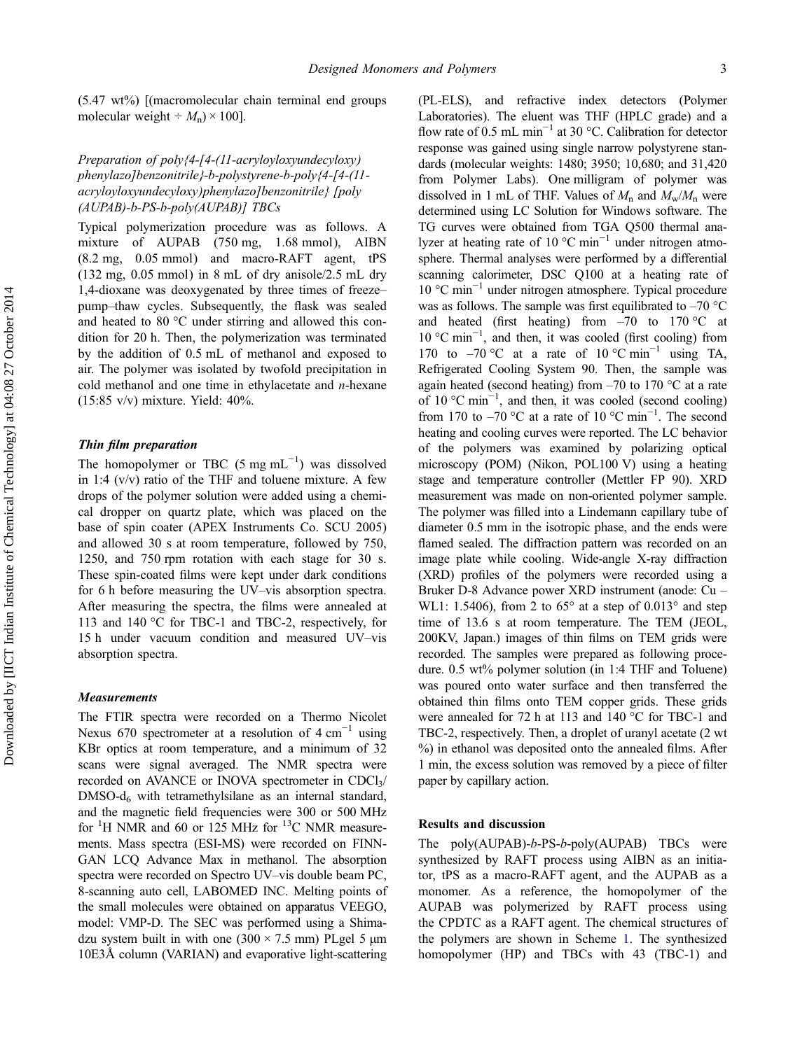(5.47 wt%) [(macromolecular chain terminal end groups molecular weight ÷ $M_n$) × 100].

### *Preparation of poly{4-[4-(11-acryloyloxyundecyloxy)phenylazo]benzonitrile}-b-polystyrene-b-poly{4-[4-(11-acryloyloxyundecyloxy)phenylazo]benzonitrile} [poly(AUPAB)-b-PS-b-poly(AUPAB)] TBCs*

Typical polymerization procedure was as follows. A mixture of AUPAB (750 mg, 1.68 mmol), AIBN (8.2 mg, 0.05 mmol) and macro-RAFT agent, tPS (132 mg, 0.05 mmol) in 8 mL of dry anisole/2.5 mL dry 1,4-dioxane was deoxygenated by three times of freeze–pump–thaw cycles. Subsequently, the flask was sealed and heated to 80 °C under stirring and allowed this condition for 20 h. Then, the polymerization was terminated by the addition of 0.5 mL of methanol and exposed to air. The polymer was isolated by twofold precipitation in cold methanol and one time in ethylacetate and *n*-hexane (15:85 v/v) mixture. Yield: 40%.

### Thin film preparation

The homopolymer or TBC (5 mg mL$^{-1}$) was dissolved in 1:4 (v/v) ratio of the THF and toluene mixture. A few drops of the polymer solution were added using a chemical dropper on quartz plate, which was placed on the base of spin coater (APEX Instruments Co. SCU 2005) and allowed 30 s at room temperature, followed by 750, 1250, and 750 rpm rotation with each stage for 30 s. These spin-coated films were kept under dark conditions for 6 h before measuring the UV–vis absorption spectra. After measuring the spectra, the films were annealed at 113 and 140 °C for TBC-1 and TBC-2, respectively, for 15 h under vacuum condition and measured UV–vis absorption spectra.

### Measurements

The FTIR spectra were recorded on a Thermo Nicolet Nexus 670 spectrometer at a resolution of 4 cm$^{-1}$ using KBr optics at room temperature, and a minimum of 32 scans were signal averaged. The NMR spectra were recorded on AVANCE or INOVA spectrometer in $CDCl_3$/DMSO-$d_6$ with tetramethylsilane as an internal standard, and the magnetic field frequencies were 300 or 500 MHz for $^1$H NMR and 60 or 125 MHz for $^{13}$C NMR measurements. Mass spectra (ESI-MS) were recorded on FINNGAN LCQ Advance Max in methanol. The absorption spectra were recorded on Spectro UV–vis double beam PC, 8-scanning auto cell, LABOMED INC. Melting points of the small molecules were obtained on apparatus VEEGO, model: VMP-D. The SEC was performed using a Shimadzu system built in with one (300 × 7.5 mm) PLgel 5 μm 10E3Å column (VARIAN) and evaporative light-scattering (PL-ELS), and refractive index detectors (Polymer Laboratories). The eluent was THF (HPLC grade) and a flow rate of 0.5 mL min$^{-1}$ at 30 °C. Calibration for detector response was gained using single narrow polystyrene standards (molecular weights: 1480; 3950; 10,680; and 31,420 from Polymer Labs). One milligram of polymer was dissolved in 1 mL of THF. Values of $M_n$ and $M_w/M_n$ were determined using LC Solution for Windows software. The TG curves were obtained from TGA Q500 thermal analyzer at heating rate of 10 °C min$^{-1}$ under nitrogen atmosphere. Thermal analyses were performed by a differential scanning calorimeter, DSC Q100 at a heating rate of 10 °C min$^{-1}$ under nitrogen atmosphere. Typical procedure was as follows. The sample was first equilibrated to –70 °C and heated (first heating) from –70 to 170 °C at 10 °C min$^{-1}$, and then, it was cooled (first cooling) from 170 to –70 °C at a rate of 10 °C min$^{-1}$ using TA, Refrigerated Cooling System 90. Then, the sample was again heated (second heating) from –70 to 170 °C at a rate of 10 °C min$^{-1}$, and then, it was cooled (second cooling) from 170 to –70 °C at a rate of 10 °C min$^{-1}$. The second heating and cooling curves were reported. The LC behavior of the polymers was examined by polarizing optical microscopy (POM) (Nikon, POL100 V) using a heating stage and temperature controller (Mettler FP 90). XRD measurement was made on non-oriented polymer sample. The polymer was filled into a Lindemann capillary tube of diameter 0.5 mm in the isotropic phase, and the ends were flamed sealed. The diffraction pattern was recorded on an image plate while cooling. Wide-angle X-ray diffraction (XRD) profiles of the polymers were recorded using a Bruker D-8 Advance power XRD instrument (anode: Cu – WL1: 1.5406), from 2 to 65° at a step of 0.013° and step time of 13.6 s at room temperature. The TEM (JEOL, 200KV, Japan.) images of thin films on TEM grids were recorded. The samples were prepared as following procedure. 0.5 wt% polymer solution (in 1:4 THF and Toluene) was poured onto water surface and then transferred the obtained thin films onto TEM copper grids. These grids were annealed for 72 h at 113 and 140 °C for TBC-1 and TBC-2, respectively. Then, a droplet of uranyl acetate (2 wt %) in ethanol was deposited onto the annealed films. After 1 min, the excess solution was removed by a piece of filter paper by capillary action.

## Results and discussion

The poly(AUPAB)-*b*-PS-*b*-poly(AUPAB) TBCs were synthesized by RAFT process using AIBN as an initiator, tPS as a macro-RAFT agent, and the AUPAB as a monomer. As a reference, the homopolymer of the AUPAB was polymerized by RAFT process using the CPDTC as a RAFT agent. The chemical structures of the polymers are shown in Scheme 1. The synthesized homopolymer (HP) and TBCs with 43 (TBC-1) and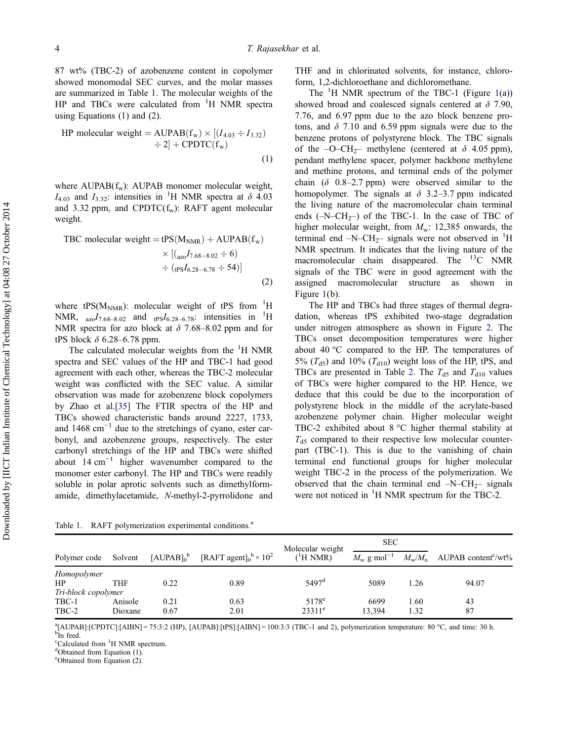87 wt% (TBC-2) of azobenzene content in copolymer showed monomodal SEC curves, and the molar masses are summarized in Table 1. The molecular weights of the HP and TBCs were calculated from $^{1}$H NMR spectra using Equations (1) and (2).

$$\text{HP molecular weight} = \text{AUPAB}(f_w) \times [(I_{4.03} \div I_{3.32}) \div 2] + \text{CPDTC}(f_w) \tag{1}$$

where $\text{AUPAB}(f_w)$: AUPAB monomer molecular weight, $I_{4.03}$ and $I_{3.32}$: intensities in $^{1}$H NMR spectra at $\delta$ 4.03 and 3.32 ppm, and $\text{CPDTC}(f_w)$: RAFT agent molecular weight.

$$\text{TBC molecular weight} = \text{tPS}(M_{\text{NMR}}) + \text{AUPAB}(f_w) \times [({}_{\text{azo}}I_{7.68-8.02} \div 6) \div ({}_{\text{tPS}}I_{6.28-6.78} \div 54)] \tag{2}$$

where $\text{tPS}(M_{\text{NMR}})$: molecular weight of tPS from $^{1}$H NMR, ${}_{\text{azo}}I_{7.68-8.02}$ and ${}_{\text{tPS}}I_{6.28-6.78}$: intensities in $^{1}$H NMR spectra for azo block at $\delta$ 7.68–8.02 ppm and for tPS block $\delta$ 6.28–6.78 ppm.

The calculated molecular weights from the $^{1}$H NMR spectra and SEC values of the HP and TBC-1 had good agreement with each other, whereas the TBC-2 molecular weight was conflicted with the SEC value. A similar observation was made for azobenzene block copolymers by Zhao et al.[35] The FTIR spectra of the HP and TBCs showed characteristic bands around 2227, 1733, and 1468 cm$^{-1}$ due to the stretchings of cyano, ester carbonyl, and azobenzene groups, respectively. The ester carbonyl stretchings of the HP and TBCs were shifted about 14 cm$^{-1}$ higher wavenumber compared to the monomer ester carbonyl. The HP and TBCs were readily soluble in polar aprotic solvents such as dimethylformamide, dimethylacetamide, *N*-methyl-2-pyrrolidone and THF and in chlorinated solvents, for instance, chloroform, 1,2-dichloroethane and dichloromethane.

The $^{1}$H NMR spectrum of the TBC-1 (Figure 1(a)) showed broad and coalesced signals centered at $\delta$ 7.90, 7.76, and 6.97 ppm due to the azo block benzene protons, and $\delta$ 7.10 and 6.59 ppm signals were due to the benzene protons of polystyrene block. The TBC signals of the –O–$CH_2$– methylene (centered at $\delta$ 4.05 ppm), pendant methylene spacer, polymer backbone methylene and methine protons, and terminal ends of the polymer chain ($\delta$ 0.8–2.7 ppm) were observed similar to the homopolymer. The signals at $\delta$ 3.2–3.7 ppm indicated the living nature of the macromolecular chain terminal ends (–N–$CH_2$–) of the TBC-1. In the case of TBC of higher molecular weight, from $M_w$: 12,385 onwards, the terminal end –N–$CH_2$– signals were not observed in $^{1}$H NMR spectrum. It indicates that the living nature of the macromolecular chain disappeared. The $^{13}$C NMR signals of the TBC were in good agreement with the assigned macromolecular structure as shown in Figure 1(b).

The HP and TBCs had three stages of thermal degradation, whereas tPS exhibited two-stage degradation under nitrogen atmosphere as shown in Figure 2. The TBCs onset decomposition temperatures were higher about 40 °C compared to the HP. The temperatures of 5% ($T_{d5}$) and 10% ($T_{d10}$) weight loss of the HP, tPS, and TBCs are presented in Table 2. The $T_{d5}$ and $T_{d10}$ values of TBCs were higher compared to the HP. Hence, we deduce that this could be due to the incorporation of polystyrene block in the middle of the acrylate-based azobenzene polymer chain. Higher molecular weight TBC-2 exhibited about 8 °C higher thermal stability at $T_{d5}$ compared to their respective low molecular counterpart (TBC-1). This is due to the vanishing of chain terminal end functional groups for higher molecular weight TBC-2 in the process of the polymerization. We observed that the chain terminal end –N–$CH_2$– signals were not noticed in $^{1}$H NMR spectrum for the TBC-2.

Table 1. RAFT polymerization experimental conditions.[a]

| Polymer code | Solvent | $[\text{AUPAB}]_0$[b] | $[\text{RAFT agent}]_0$[b] $\times 10^2$ | Molecular weight ($^{1}$H NMR) | SEC | | AUPAB content[c]/wt% |
|---|---|---|---|---|---|---|---|
| | | | | | $M_w$ g mol$^{-1}$ | $M_w/M_n$ | |
| *Homopolymer* | | | | | | | |
| HP | THF | 0.22 | 0.89 | 5497[d] | 5089 | 1.26 | 94.07 |
| *Tri-block copolymer* | | | | | | | |
| TBC-1 | Anisole | 0.21 | 0.63 | 5178[e] | 6699 | 1.60 | 43 |
| TBC-2 | Dioxane | 0.67 | 2.01 | 23311[e] | 13,394 | 1.32 | 87 |

[a][AUPAB]:[CPDTC]:[AIBN] = 75:3:2 (HP), [AUPAB]:[tPS]:[AIBN] = 100:3:3 (TBC-1 and 2), polymerization temperature: 80 °C, and time: 30 h.
[b]In feed.
[c]Calculated from $^{1}$H NMR spectrum.
[d]Obtained from Equation (1).
[e]Obtained from Equation (2).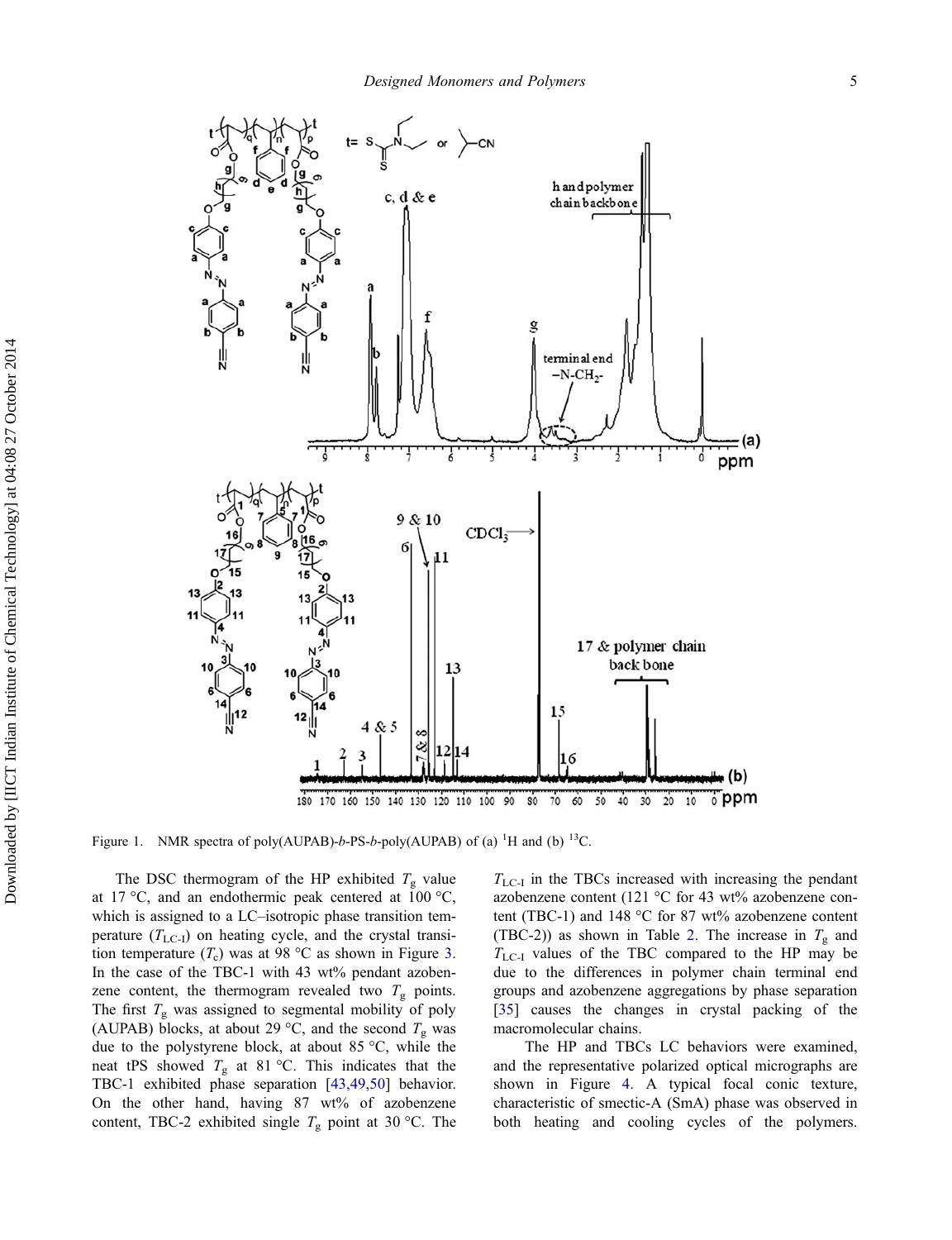Figure 1. NMR spectra of poly(AUPAB)-*b*-PS-*b*-poly(AUPAB) of (a) $^{1}$H and (b) $^{13}$C.

The DSC thermogram of the HP exhibited $T_g$ value at 17 °C, and an endothermic peak centered at 100 °C, which is assigned to a LC–isotropic phase transition temperature ($T_{LC-I}$) on heating cycle, and the crystal transition temperature ($T_c$) was at 98 °C as shown in Figure 3. In the case of the TBC-1 with 43 wt% pendant azobenzene content, the thermogram revealed two $T_g$ points. The first $T_g$ was assigned to segmental mobility of poly (AUPAB) blocks, at about 29 °C, and the second $T_g$ was due to the polystyrene block, at about 85 °C, while the neat tPS showed $T_g$ at 81 °C. This indicates that the TBC-1 exhibited phase separation [43,49,50] behavior. On the other hand, having 87 wt% of azobenzene content, TBC-2 exhibited single $T_g$ point at 30 °C. The $T_{LC-I}$ in the TBCs increased with increasing the pendant azobenzene content (121 °C for 43 wt% azobenzene content (TBC-1) and 148 °C for 87 wt% azobenzene content (TBC-2)) as shown in Table 2. The increase in $T_g$ and $T_{LC-I}$ values of the TBC compared to the HP may be due to the differences in polymer chain terminal end groups and azobenzene aggregations by phase separation [35] causes the changes in crystal packing of the macromolecular chains.

The HP and TBCs LC behaviors were examined, and the representative polarized optical micrographs are shown in Figure 4. A typical focal conic texture, characteristic of smectic-A (SmA) phase was observed in both heating and cooling cycles of the polymers.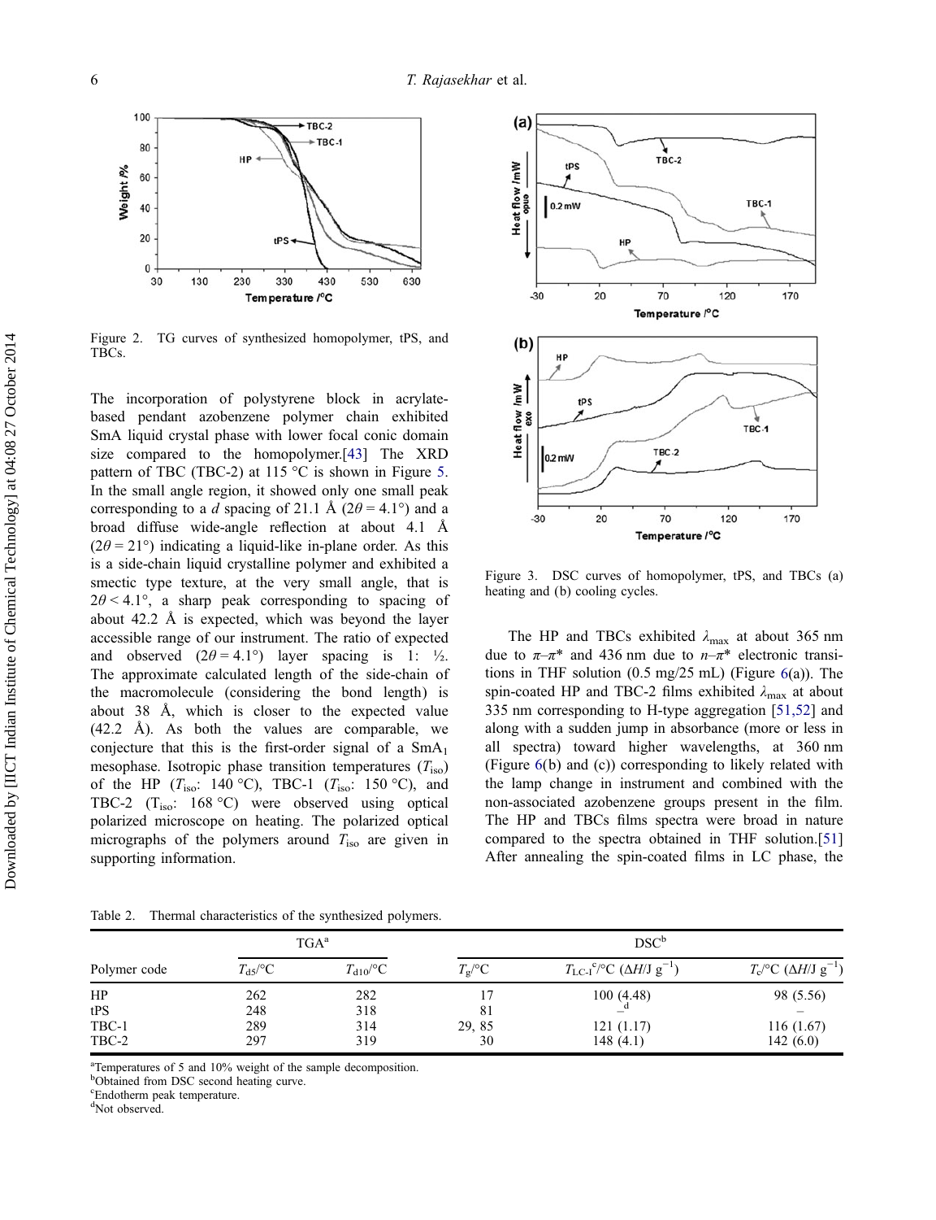Figure 2. TG curves of synthesized homopolymer, tPS, and TBCs.

The incorporation of polystyrene block in acrylate-based pendant azobenzene polymer chain exhibited SmA liquid crystal phase with lower focal conic domain size compared to the homopolymer.[43] The XRD pattern of TBC (TBC-2) at 115 °C is shown in Figure 5. In the small angle region, it showed only one small peak corresponding to a $d$ spacing of 21.1 Å ($2\theta = 4.1°$) and a broad diffuse wide-angle reflection at about 4.1 Å ($2\theta = 21°$) indicating a liquid-like in-plane order. As this is a side-chain liquid crystalline polymer and exhibited a smectic type texture, at the very small angle, that is $2\theta < 4.1°$, a sharp peak corresponding to spacing of about 42.2 Å is expected, which was beyond the layer accessible range of our instrument. The ratio of expected and observed ($2\theta = 4.1°$) layer spacing is 1: ½. The approximate calculated length of the side-chain of the macromolecule (considering the bond length) is about 38 Å, which is closer to the expected value (42.2 Å). As both the values are comparable, we conjecture that this is the first-order signal of a $SmA_1$ mesophase. Isotropic phase transition temperatures ($T_{iso}$) of the HP ($T_{iso}$: 140 °C), TBC-1 ($T_{iso}$: 150 °C), and TBC-2 ($T_{iso}$: 168 °C) were observed using optical polarized microscope on heating. The polarized optical micrographs of the polymers around $T_{iso}$ are given in supporting information.

Figure 3. DSC curves of homopolymer, tPS, and TBCs (a) heating and (b) cooling cycles.

The HP and TBCs exhibited $\lambda_{max}$ at about 365 nm due to $\pi$–$\pi$* and 436 nm due to $n$–$\pi$* electronic transitions in THF solution (0.5 mg/25 mL) (Figure 6(a)). The spin-coated HP and TBC-2 films exhibited $\lambda_{max}$ at about 335 nm corresponding to H-type aggregation [51,52] and along with a sudden jump in absorbance (more or less in all spectra) toward higher wavelengths, at 360 nm (Figure 6(b) and (c)) corresponding to likely related with the lamp change in instrument and combined with the non-associated azobenzene groups present in the film. The HP and TBCs films spectra were broad in nature compared to the spectra obtained in THF solution.[51] After annealing the spin-coated films in LC phase, the

Table 2. Thermal characteristics of the synthesized polymers.

| Polymer code | TGA[a] | | DSC[b] | | |
|---|---|---|---|---|---|
| | $T_{d5}$/°C | $T_{d10}$/°C | $T_g$/°C | $T_{LC\text{-}I}$[c]/°C ($\Delta H$/J g$^{-1}$) | $T_c$/°C ($\Delta H$/J g$^{-1}$) |
| HP | 262 | 282 | 17 | 100 (4.48) | 98 (5.56) |
| tPS | 248 | 318 | 81 | –[d] | – |
| TBC-1 | 289 | 314 | 29, 85 | 121 (1.17) | 116 (1.67) |
| TBC-2 | 297 | 319 | 30 | 148 (4.1) | 142 (6.0) |

[a]Temperatures of 5 and 10% weight of the sample decomposition.
[b]Obtained from DSC second heating curve.
[c]Endotherm peak temperature.
[d]Not observed.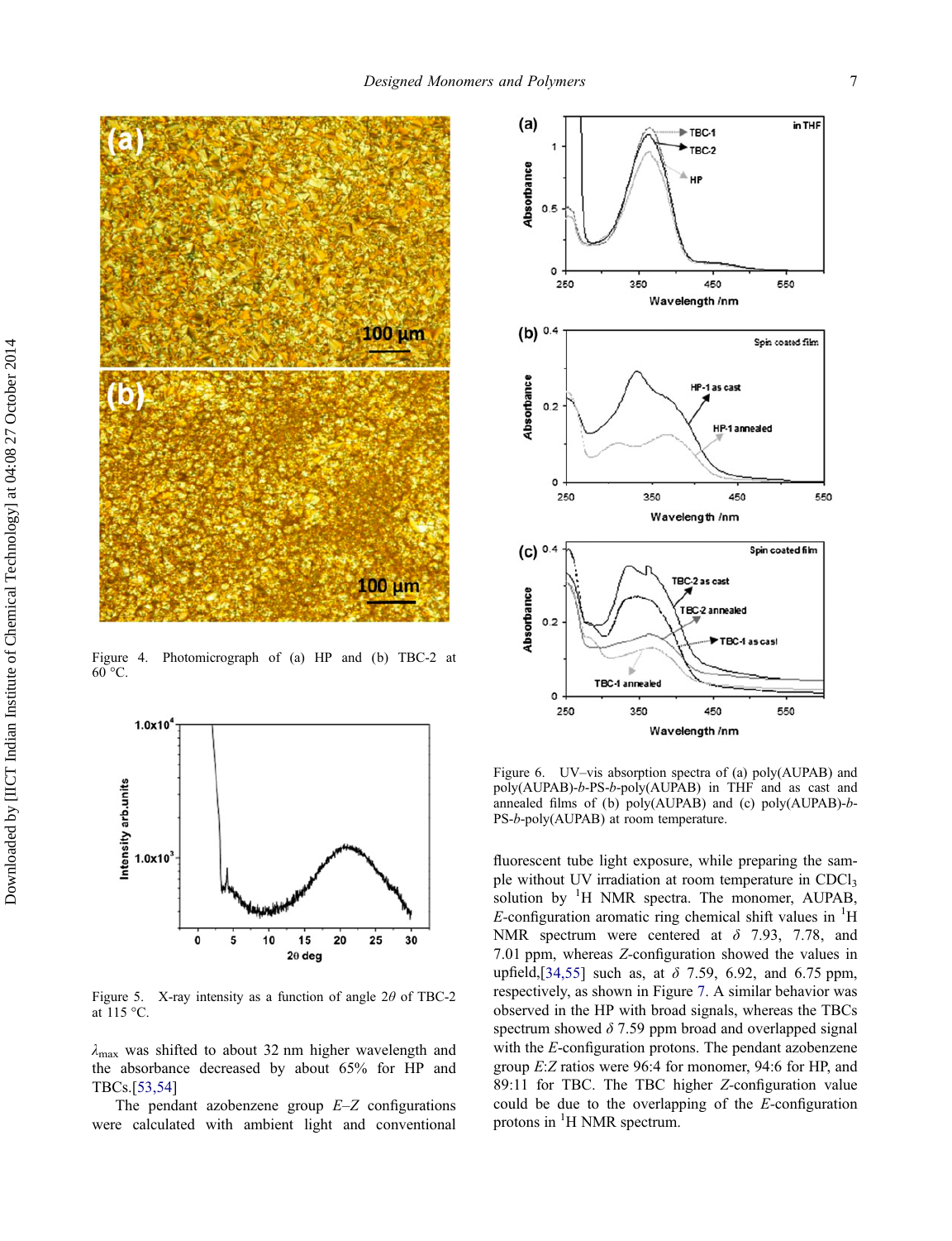Figure 4. Photomicrograph of (a) HP and (b) TBC-2 at 60 °C.

Figure 5. X-ray intensity as a function of angle $2\theta$ of TBC-2 at 115 °C.

$\lambda_{max}$ was shifted to about 32 nm higher wavelength and the absorbance decreased by about 65% for HP and TBCs.[53,54]

The pendant azobenzene group *E*–*Z* configurations were calculated with ambient light and conventional fluorescent tube light exposure, while preparing the sample without UV irradiation at room temperature in $CDCl_3$ solution by $^1H$ NMR spectra. The monomer, AUPAB, *E*-configuration aromatic ring chemical shift values in $^1H$ NMR spectrum were centered at $\delta$ 7.93, 7.78, and 7.01 ppm, whereas *Z*-configuration showed the values in upfield,[34,55] such as, at $\delta$ 7.59, 6.92, and 6.75 ppm, respectively, as shown in Figure 7. A similar behavior was observed in the HP with broad signals, whereas the TBCs spectrum showed $\delta$ 7.59 ppm broad and overlapped signal with the *E*-configuration protons. The pendant azobenzene group *E*:*Z* ratios were 96:4 for monomer, 94:6 for HP, and 89:11 for TBC. The TBC higher *Z*-configuration value could be due to the overlapping of the *E*-configuration protons in $^1H$ NMR spectrum.

Figure 6. UV–vis absorption spectra of (a) poly(AUPAB) and poly(AUPAB)-*b*-PS-*b*-poly(AUPAB) in THF and as cast and annealed films of (b) poly(AUPAB) and (c) poly(AUPAB)-*b*-PS-*b*-poly(AUPAB) at room temperature.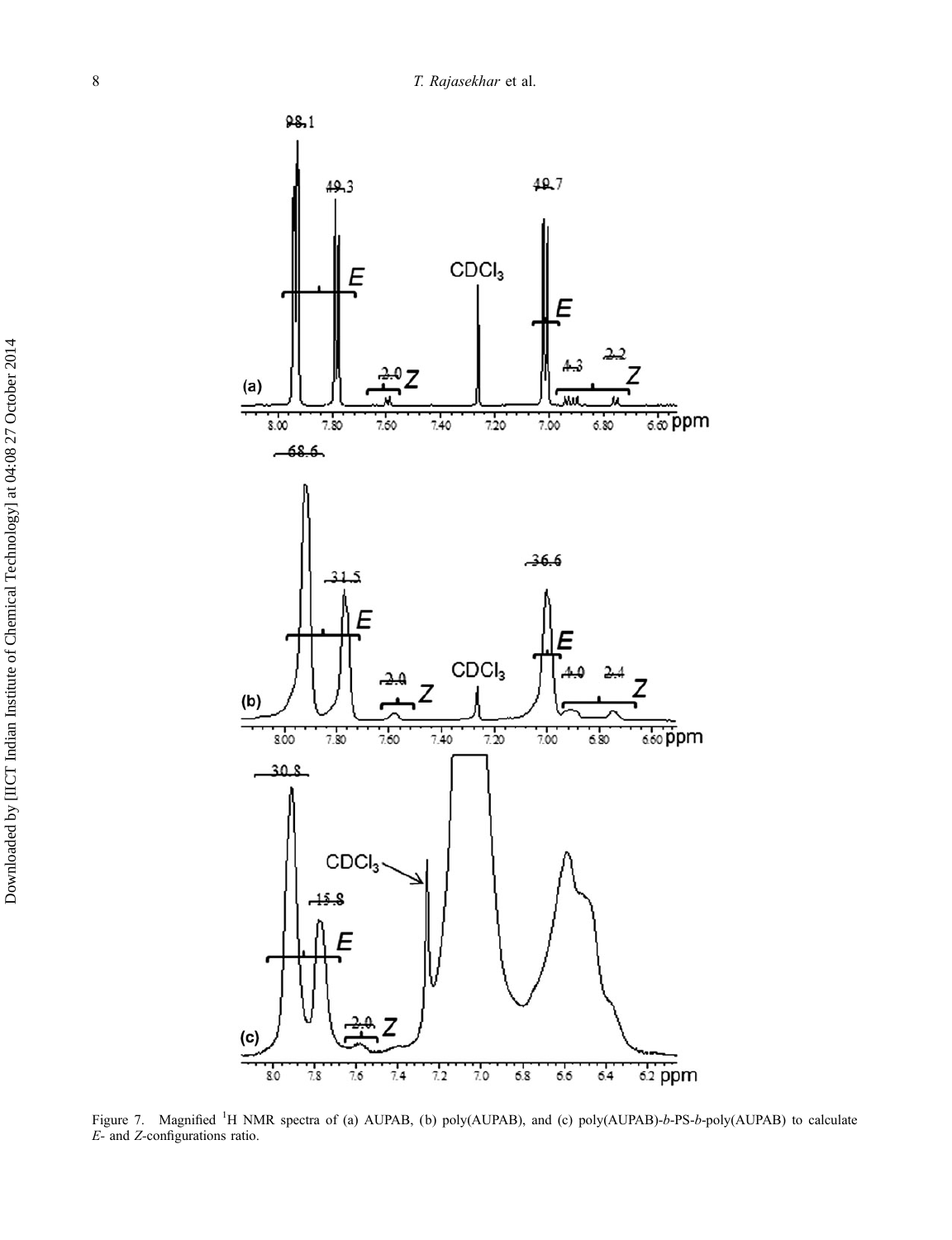Figure 7. Magnified $^{1}$H NMR spectra of (a) AUPAB, (b) poly(AUPAB), and (c) poly(AUPAB)-*b*-PS-*b*-poly(AUPAB) to calculate *E*- and *Z*-configurations ratio.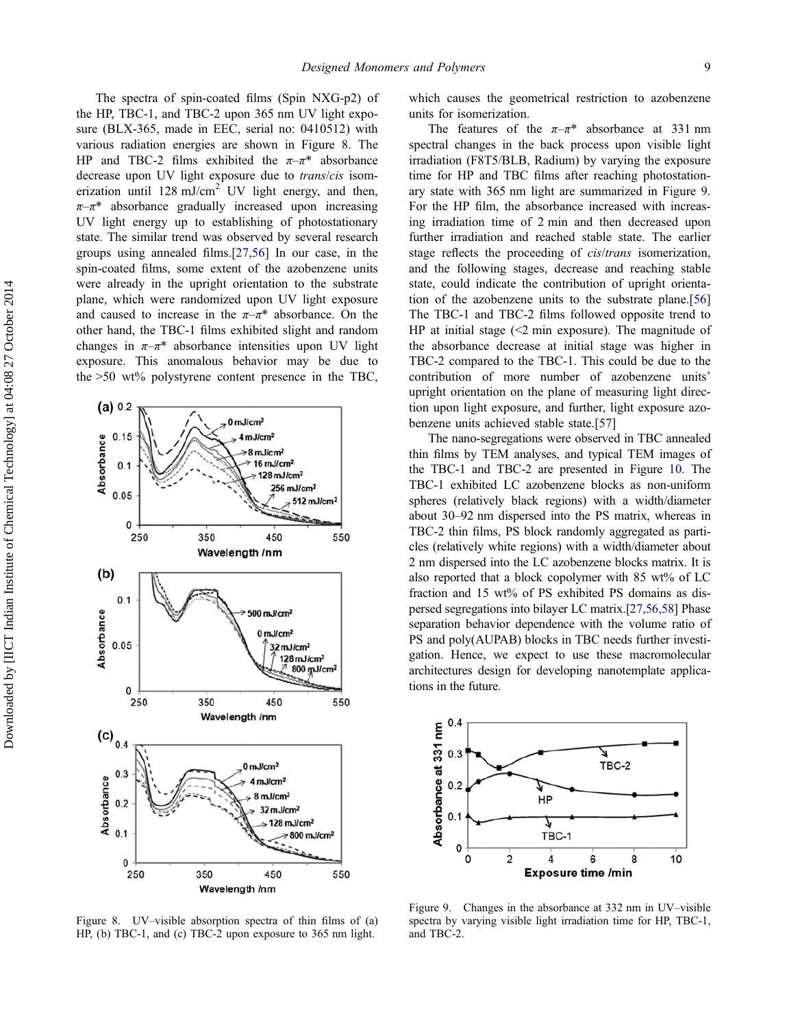The spectra of spin-coated films (Spin NXG-p2) of the HP, TBC-1, and TBC-2 upon 365 nm UV light exposure (BLX-365, made in EEC, serial no: 0410512) with various radiation energies are shown in Figure 8. The HP and TBC-2 films exhibited the $\pi$–$\pi$* absorbance decrease upon UV light exposure due to *trans*/*cis* isomerization until 128 mJ/cm$^2$ UV light energy, and then, $\pi$–$\pi$* absorbance gradually increased upon increasing UV light energy up to establishing of photostationary state. The similar trend was observed by several research groups using annealed films.[27,56] In our case, in the spin-coated films, some extent of the azobenzene units were already in the upright orientation to the substrate plane, which were randomized upon UV light exposure and caused to increase in the $\pi$–$\pi$* absorbance. On the other hand, the TBC-1 films exhibited slight and random changes in $\pi$–$\pi$* absorbance intensities upon UV light exposure. This anomalous behavior may be due to the >50 wt% polystyrene content presence in the TBC, which causes the geometrical restriction to azobenzene units for isomerization.

Figure 8. UV–visible absorption spectra of thin films of (a) HP, (b) TBC-1, and (c) TBC-2 upon exposure to 365 nm light.

The features of the $\pi$–$\pi$* absorbance at 331 nm spectral changes in the back process upon visible light irradiation (F8T5/BLB, Radium) by varying the exposure time for HP and TBC films after reaching photostationary state with 365 nm light are summarized in Figure 9. For the HP film, the absorbance increased with increasing irradiation time of 2 min and then decreased upon further irradiation and reached stable state. The earlier stage reflects the proceeding of *cis*/*trans* isomerization, and the following stages, decrease and reaching stable state, could indicate the contribution of upright orientation of the azobenzene units to the substrate plane.[56] The TBC-1 and TBC-2 films followed opposite trend to HP at initial stage (<2 min exposure). The magnitude of the absorbance decrease at initial stage was higher in TBC-2 compared to the TBC-1. This could be due to the contribution of more number of azobenzene units' upright orientation on the plane of measuring light direction upon light exposure, and further, light exposure azobenzene units achieved stable state.[57]

The nano-segregations were observed in TBC annealed thin films by TEM analyses, and typical TEM images of the TBC-1 and TBC-2 are presented in Figure 10. The TBC-1 exhibited LC azobenzene blocks as non-uniform spheres (relatively black regions) with a width/diameter about 30–92 nm dispersed into the PS matrix, whereas in TBC-2 thin films, PS block randomly aggregated as particles (relatively white regions) with a width/diameter about 2 nm dispersed into the LC azobenzene blocks matrix. It is also reported that a block copolymer with 85 wt% of LC fraction and 15 wt% of PS exhibited PS domains as dispersed segregations into bilayer LC matrix.[27,56,58] Phase separation behavior dependence with the volume ratio of PS and poly(AUPAB) blocks in TBC needs further investigation. Hence, we expect to use these macromolecular architectures design for developing nanotemplate applications in the future.

Figure 9. Changes in the absorbance at 332 nm in UV–visible spectra by varying visible light irradiation time for HP, TBC-1, and TBC-2.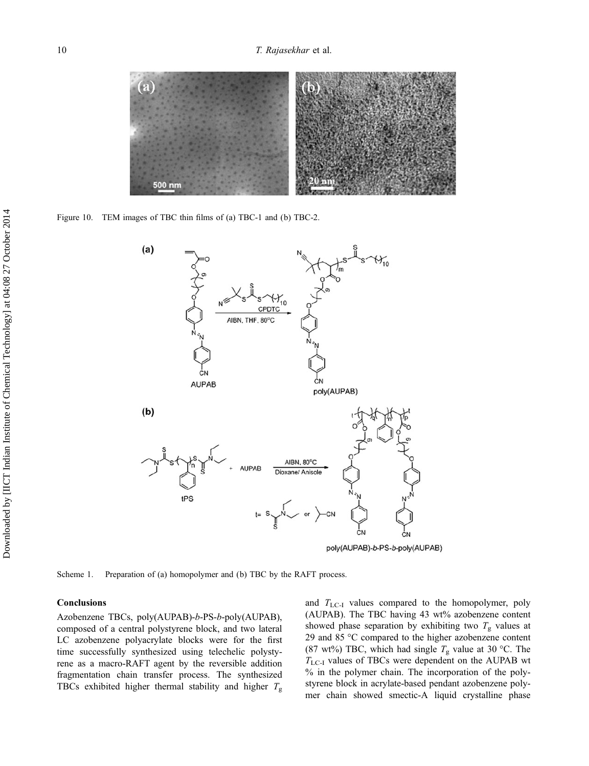Figure 10. TEM images of TBC thin films of (a) TBC-1 and (b) TBC-2.

Scheme 1. Preparation of (a) homopolymer and (b) TBC by the RAFT process.

## Conclusions

Azobenzene TBCs, poly(AUPAB)-*b*-PS-*b*-poly(AUPAB), composed of a central polystyrene block, and two lateral LC azobenzene polyacrylate blocks were for the first time successfully synthesized using telechelic polystyrene as a macro-RAFT agent by the reversible addition fragmentation chain transfer process. The synthesized TBCs exhibited higher thermal stability and higher $T_g$ and $T_{LC\text{-}I}$ values compared to the homopolymer, poly(AUPAB). The TBC having 43 wt% azobenzene content showed phase separation by exhibiting two $T_g$ values at 29 and 85 °C compared to the higher azobenzene content (87 wt%) TBC, which had single $T_g$ value at 30 °C. The $T_{LC\text{-}I}$ values of TBCs were dependent on the AUPAB wt % in the polymer chain. The incorporation of the polystyrene block in acrylate-based pendant azobenzene polymer chain showed smectic-A liquid crystalline phase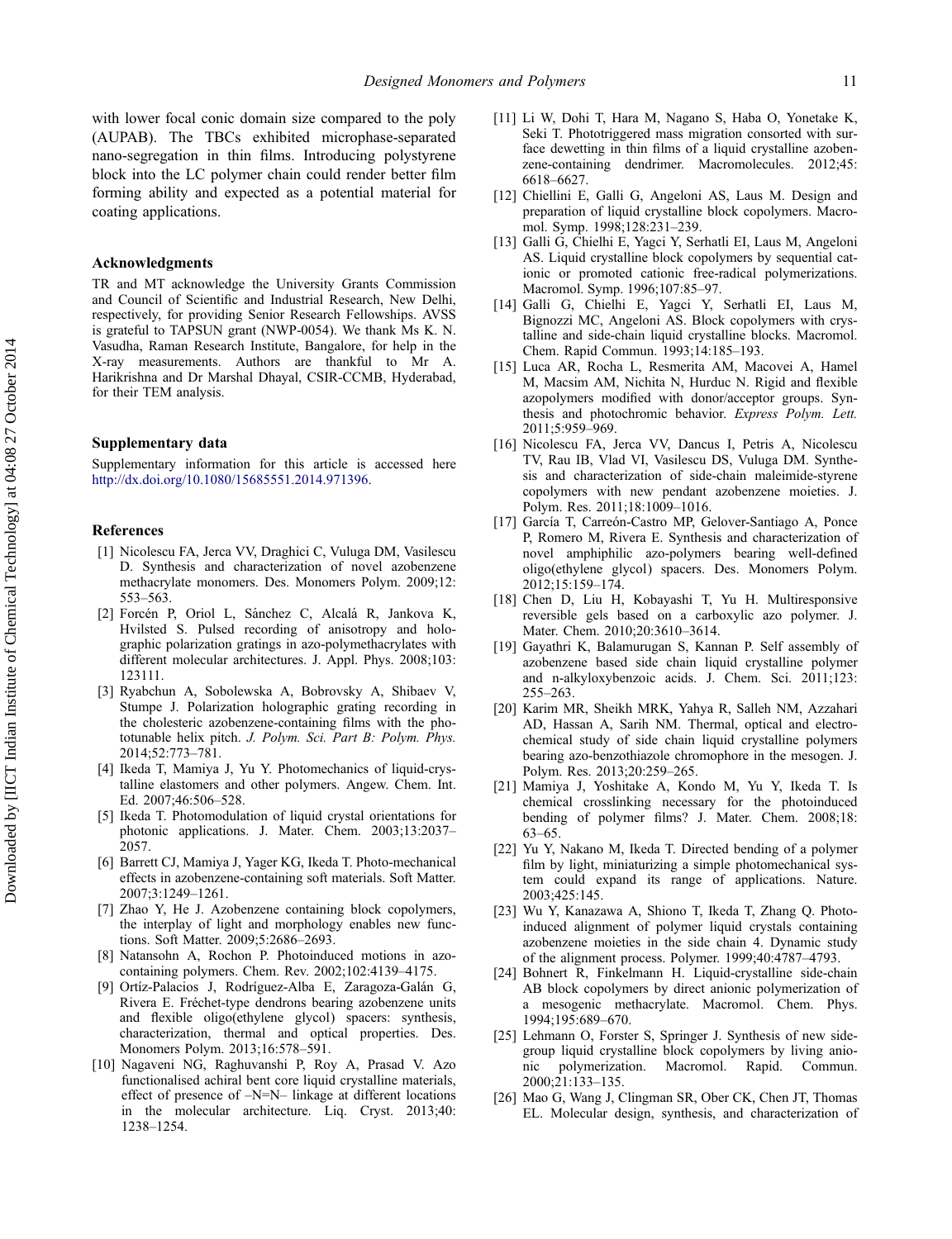with lower focal conic domain size compared to the poly (AUPAB). The TBCs exhibited microphase-separated nano-segregation in thin films. Introducing polystyrene block into the LC polymer chain could render better film forming ability and expected as a potential material for coating applications.

## Acknowledgments

TR and MT acknowledge the University Grants Commission and Council of Scientific and Industrial Research, New Delhi, respectively, for providing Senior Research Fellowships. AVSS is grateful to TAPSUN grant (NWP-0054). We thank Ms K. N. Vasudha, Raman Research Institute, Bangalore, for help in the X-ray measurements. Authors are thankful to Mr A. Harikrishna and Dr Marshal Dhayal, CSIR-CCMB, Hyderabad, for their TEM analysis.

## Supplementary data

Supplementary information for this article is accessed here http://dx.doi.org/10.1080/15685551.2014.971396.

## References

[1] Nicolescu FA, Jerca VV, Draghici C, Vuluga DM, Vasilescu D. Synthesis and characterization of novel azobenzene methacrylate monomers. Des. Monomers Polym. 2009;12: 553–563.

[2] Forcén P, Oriol L, Sánchez C, Alcalá R, Jankova K, Hvilsted S. Pulsed recording of anisotropy and holographic polarization gratings in azo-polymethacrylates with different molecular architectures. J. Appl. Phys. 2008;103: 123111.

[3] Ryabchun A, Sobolewska A, Bobrovsky A, Shibaev V, Stumpe J. Polarization holographic grating recording in the cholesteric azobenzene-containing films with the phototunable helix pitch. *J. Polym. Sci. Part B: Polym. Phys.* 2014;52:773–781.

[4] Ikeda T, Mamiya J, Yu Y. Photomechanics of liquid-crystalline elastomers and other polymers. Angew. Chem. Int. Ed. 2007;46:506–528.

[5] Ikeda T. Photomodulation of liquid crystal orientations for photonic applications. J. Mater. Chem. 2003;13:2037–2057.

[6] Barrett CJ, Mamiya J, Yager KG, Ikeda T. Photo-mechanical effects in azobenzene-containing soft materials. Soft Matter. 2007;3:1249–1261.

[7] Zhao Y, He J. Azobenzene containing block copolymers, the interplay of light and morphology enables new functions. Soft Matter. 2009;5:2686–2693.

[8] Natansohn A, Rochon P. Photoinduced motions in azo-containing polymers. Chem. Rev. 2002;102:4139–4175.

[9] Ortíz-Palacios J, Rodríguez-Alba E, Zaragoza-Galán G, Rivera E. Fréchet-type dendrons bearing azobenzene units and flexible oligo(ethylene glycol) spacers: synthesis, characterization, thermal and optical properties. Des. Monomers Polym. 2013;16:578–591.

[10] Nagaveni NG, Raghuvanshi P, Roy A, Prasad V. Azo functionalised achiral bent core liquid crystalline materials, effect of presence of –N=N– linkage at different locations in the molecular architecture. Liq. Cryst. 2013;40: 1238–1254.

[11] Li W, Dohi T, Hara M, Nagano S, Haba O, Yonetake K, Seki T. Phototriggered mass migration consorted with surface dewetting in thin films of a liquid crystalline azobenzene-containing dendrimer. Macromolecules. 2012;45: 6618–6627.

[12] Chiellini E, Galli G, Angeloni AS, Laus M. Design and preparation of liquid crystalline block copolymers. Macromol. Symp. 1998;128:231–239.

[13] Galli G, Chielhi E, Yagci Y, Serhatli EI, Laus M, Angeloni AS. Liquid crystalline block copolymers by sequential cationic or promoted cationic free-radical polymerizations. Macromol. Symp. 1996;107:85–97.

[14] Galli G, Chielhi E, Yagci Y, Serhatli EI, Laus M, Bignozzi MC, Angeloni AS. Block copolymers with crystalline and side-chain liquid crystalline blocks. Macromol. Chem. Rapid Commun. 1993;14:185–193.

[15] Luca AR, Rocha L, Resmerita AM, Macovei A, Hamel M, Macsim AM, Nichita N, Hurduc N. Rigid and flexible azopolymers modified with donor/acceptor groups. Synthesis and photochromic behavior. *Express Polym. Lett.* 2011;5:959–969.

[16] Nicolescu FA, Jerca VV, Dancus I, Petris A, Nicolescu TV, Rau IB, Vlad VI, Vasilescu DS, Vuluga DM. Synthesis and characterization of side-chain maleimide-styrene copolymers with new pendant azobenzene moieties. J. Polym. Res. 2011;18:1009–1016.

[17] García T, Carreón-Castro MP, Gelover-Santiago A, Ponce P, Romero M, Rivera E. Synthesis and characterization of novel amphiphilic azo-polymers bearing well-defined oligo(ethylene glycol) spacers. Des. Monomers Polym. 2012;15:159–174.

[18] Chen D, Liu H, Kobayashi T, Yu H. Multiresponsive reversible gels based on a carboxylic azo polymer. J. Mater. Chem. 2010;20:3610–3614.

[19] Gayathri K, Balamurugan S, Kannan P. Self assembly of azobenzene based side chain liquid crystalline polymer and n-alkyloxybenzoic acids. J. Chem. Sci. 2011;123: 255–263.

[20] Karim MR, Sheikh MRK, Yahya R, Salleh NM, Azzahari AD, Hassan A, Sarih NM. Thermal, optical and electrochemical study of side chain liquid crystalline polymers bearing azo-benzothiazole chromophore in the mesogen. J. Polym. Res. 2013;20:259–265.

[21] Mamiya J, Yoshitake A, Kondo M, Yu Y, Ikeda T. Is chemical crosslinking necessary for the photoinduced bending of polymer films? J. Mater. Chem. 2008;18: 63–65.

[22] Yu Y, Nakano M, Ikeda T. Directed bending of a polymer film by light, miniaturizing a simple photomechanical system could expand its range of applications. Nature. 2003;425:145.

[23] Wu Y, Kanazawa A, Shiono T, Ikeda T, Zhang Q. Photoinduced alignment of polymer liquid crystals containing azobenzene moieties in the side chain 4. Dynamic study of the alignment process. Polymer. 1999;40:4787–4793.

[24] Bohnert R, Finkelmann H. Liquid-crystalline side-chain AB block copolymers by direct anionic polymerization of a mesogenic methacrylate. Macromol. Chem. Phys. 1994;195:689–670.

[25] Lehmann O, Forster S, Springer J. Synthesis of new side-group liquid crystalline block copolymers by living anionic polymerization. Macromol. Rapid. Commun. 2000;21:133–135.

[26] Mao G, Wang J, Clingman SR, Ober CK, Chen JT, Thomas EL. Molecular design, synthesis, and characterization of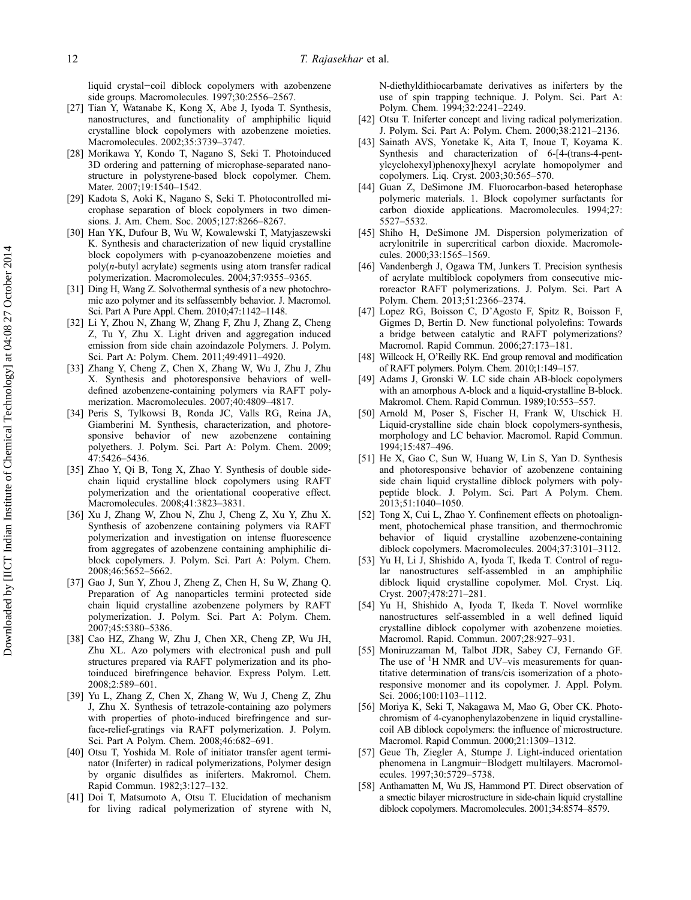liquid crystal−coil diblock copolymers with azobenzene side groups. Macromolecules. 1997;30:2556–2567.

[27] Tian Y, Watanabe K, Kong X, Abe J, Iyoda T. Synthesis, nanostructures, and functionality of amphiphilic liquid crystalline block copolymers with azobenzene moieties. Macromolecules. 2002;35:3739–3747.

[28] Morikawa Y, Kondo T, Nagano S, Seki T. Photoinduced 3D ordering and patterning of microphase-separated nanostructure in polystyrene-based block copolymer. Chem. Mater. 2007;19:1540–1542.

[29] Kadota S, Aoki K, Nagano S, Seki T. Photocontrolled microphase separation of block copolymers in two dimensions. J. Am. Chem. Soc. 2005;127:8266–8267.

[30] Han YK, Dufour B, Wu W, Kowalewski T, Matyjaszewski K. Synthesis and characterization of new liquid crystalline block copolymers with p-cyanoazobenzene moieties and poly(*n*-butyl acrylate) segments using atom transfer radical polymerization. Macromolecules. 2004;37:9355–9365.

[31] Ding H, Wang Z. Solvothermal synthesis of a new photochromic azo polymer and its selfassembly behavior. J. Macromol. Sci. Part A Pure Appl. Chem. 2010;47:1142–1148.

[32] Li Y, Zhou N, Zhang W, Zhang F, Zhu J, Zhang Z, Cheng Z, Tu Y, Zhu X. Light driven and aggregation induced emission from side chain azoindazole Polymers. J. Polym. Sci. Part A: Polym. Chem. 2011;49:4911–4920.

[33] Zhang Y, Cheng Z, Chen X, Zhang W, Wu J, Zhu J, Zhu X. Synthesis and photoresponsive behaviors of well-defined azobenzene-containing polymers via RAFT polymerization. Macromolecules. 2007;40:4809–4817.

[34] Peris S, Tylkowsi B, Ronda JC, Valls RG, Reina JA, Giamberini M. Synthesis, characterization, and photoresponsive behavior of new azobenzene containing polyethers. J. Polym. Sci. Part A: Polym. Chem. 2009; 47:5426–5436.

[35] Zhao Y, Qi B, Tong X, Zhao Y. Synthesis of double side-chain liquid crystalline block copolymers using RAFT polymerization and the orientational cooperative effect. Macromolecules. 2008;41:3823–3831.

[36] Xu J, Zhang W, Zhou N, Zhu J, Cheng Z, Xu Y, Zhu X. Synthesis of azobenzene containing polymers via RAFT polymerization and investigation on intense fluorescence from aggregates of azobenzene containing amphiphilic diblock copolymers. J. Polym. Sci. Part A: Polym. Chem. 2008;46:5652–5662.

[37] Gao J, Sun Y, Zhou J, Zheng Z, Chen H, Su W, Zhang Q. Preparation of Ag nanoparticles termini protected side chain liquid crystalline azobenzene polymers by RAFT polymerization. J. Polym. Sci. Part A: Polym. Chem. 2007;45:5380–5386.

[38] Cao HZ, Zhang W, Zhu J, Chen XR, Cheng ZP, Wu JH, Zhu XL. Azo polymers with electronical push and pull structures prepared via RAFT polymerization and its photoinduced birefringence behavior. Express Polym. Lett. 2008;2:589–601.

[39] Yu L, Zhang Z, Chen X, Zhang W, Wu J, Cheng Z, Zhu J, Zhu X. Synthesis of tetrazole-containing azo polymers with properties of photo-induced birefringence and surface-relief-gratings via RAFT polymerization. J. Polym. Sci. Part A Polym. Chem. 2008;46:682–691.

[40] Otsu T, Yoshida M. Role of initiator transfer agent terminator (Iniferter) in radical polymerizations, Polymer design by organic disulfides as iniferters. Makromol. Chem. Rapid Commun. 1982;3:127–132.

[41] Doi T, Matsumoto A, Otsu T. Elucidation of mechanism for living radical polymerization of styrene with N, N-diethyldithiocarbamate derivatives as iniferters by the use of spin trapping technique. J. Polym. Sci. Part A: Polym. Chem. 1994;32:2241–2249.

[42] Otsu T. Iniferter concept and living radical polymerization. J. Polym. Sci. Part A: Polym. Chem. 2000;38:2121–2136.

[43] Sainath AVS, Yonetake K, Aita T, Inoue T, Koyama K. Synthesis and characterization of 6-[4-(trans-4-pentylcyclohexyl)phenoxy]hexyl acrylate homopolymer and copolymers. Liq. Cryst. 2003;30:565–570.

[44] Guan Z, DeSimone JM. Fluorocarbon-based heterophase polymeric materials. 1. Block copolymer surfactants for carbon dioxide applications. Macromolecules. 1994;27: 5527–5532.

[45] Shiho H, DeSimone JM. Dispersion polymerization of acrylonitrile in supercritical carbon dioxide. Macromolecules. 2000;33:1565–1569.

[46] Vandenbergh J, Ogawa TM, Junkers T. Precision synthesis of acrylate multiblock copolymers from consecutive microreactor RAFT polymerizations. J. Polym. Sci. Part A Polym. Chem. 2013;51:2366–2374.

[47] Lopez RG, Boisson C, D'Agosto F, Spitz R, Boisson F, Gigmes D, Bertin D. New functional polyolefins: Towards a bridge between catalytic and RAFT polymerizations? Macromol. Rapid Commun. 2006;27:173–181.

[48] Willcock H, O'Reilly RK. End group removal and modification of RAFT polymers. Polym. Chem. 2010;1:149–157.

[49] Adams J, Gronski W. LC side chain AB-block copolymers with an amorphous A-block and a liquid-crystalline B-block. Makromol. Chem. Rapid Comrnun. 1989;10:553–557.

[50] Arnold M, Poser S, Fischer H, Frank W, Utschick H. Liquid-crystalline side chain block copolymers-synthesis, morphology and LC behavior. Macromol. Rapid Commun. 1994;15:487–496.

[51] He X, Gao C, Sun W, Huang W, Lin S, Yan D. Synthesis and photoresponsive behavior of azobenzene containing side chain liquid crystalline diblock polymers with polypeptide block. J. Polym. Sci. Part A Polym. Chem. 2013;51:1040–1050.

[52] Tong X, Cui L, Zhao Y. Confinement effects on photoalignment, photochemical phase transition, and thermochromic behavior of liquid crystalline azobenzene-containing diblock copolymers. Macromolecules. 2004;37:3101–3112.

[53] Yu H, Li J, Shishido A, Iyoda T, Ikeda T. Control of regular nanostructures self-assembled in an amphiphilic diblock liquid crystalline copolymer. Mol. Cryst. Liq. Cryst. 2007;478:271–281.

[54] Yu H, Shishido A, Iyoda T, Ikeda T. Novel wormlike nanostructures self-assembled in a well defined liquid crystalline diblock copolymer with azobenzene moieties. Macromol. Rapid. Commun. 2007;28:927–931.

[55] Moniruzzaman M, Talbot JDR, Sabey CJ, Fernando GF. The use of $^{1}H$ NMR and UV–vis measurements for quantitative determination of trans/cis isomerization of a photoresponsive monomer and its copolymer. J. Appl. Polym. Sci. 2006;100:1103–1112.

[56] Moriya K, Seki T, Nakagawa M, Mao G, Ober CK. Photochromism of 4-cyanophenylazobenzene in liquid crystalline-coil AB diblock copolymers: the influence of microstructure. Macromol. Rapid Commun. 2000;21:1309–1312.

[57] Geue Th, Ziegler A, Stumpe J. Light-induced orientation phenomena in Langmuir−Blodgett multilayers. Macromolecules. 1997;30:5729–5738.

[58] Anthamatten M, Wu JS, Hammond PT. Direct observation of a smectic bilayer microstructure in side-chain liquid crystalline diblock copolymers. Macromolecules. 2001;34:8574–8579.